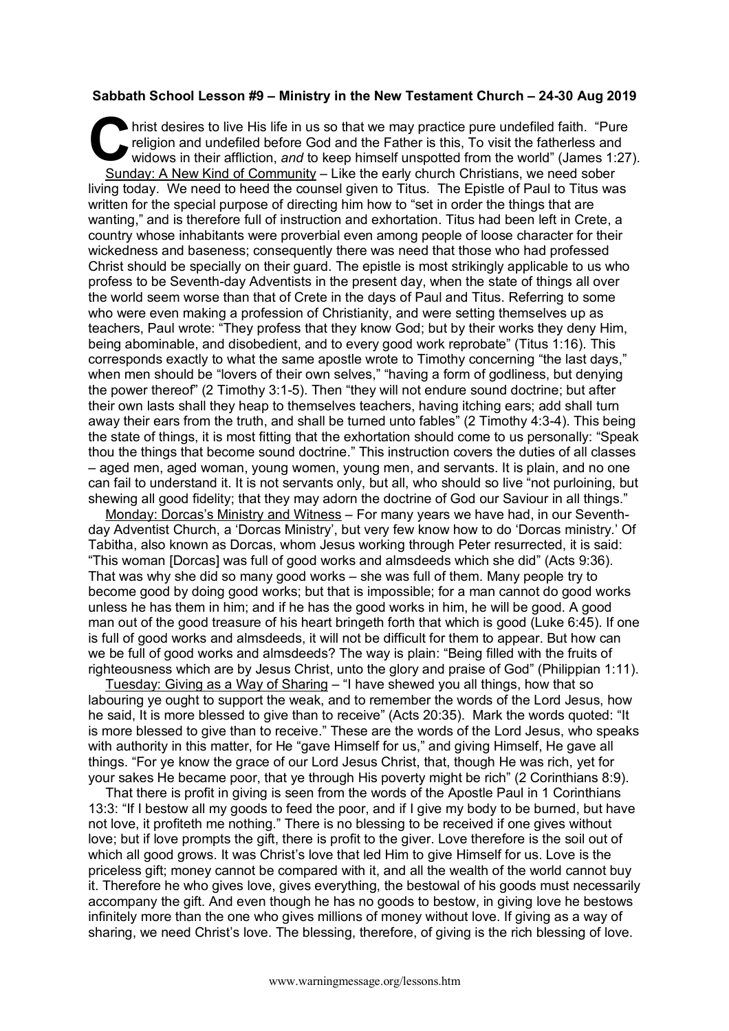**Sabbath School Lesson #9 – Ministry in the New Testament Church – 24-30 Aug 2019**

Christ desires to live His life in us so that we may practice pure undefiled faith. "Pure religion and undefiled before God and the Father is this, To visit the fatherless and widows in their affliction, *and* to keep himself unspotted from the world" (James 1:27).

Sunday: A New Kind of Community – Like the early church Christians, we need sober living today. We need to heed the counsel given to Titus. The Epistle of Paul to Titus was written for the special purpose of directing him how to "set in order the things that are wanting," and is therefore full of instruction and exhortation. Titus had been left in Crete, a country whose inhabitants were proverbial even among people of loose character for their wickedness and baseness; consequently there was need that those who had professed Christ should be specially on their guard. The epistle is most strikingly applicable to us who profess to be Seventh-day Adventists in the present day, when the state of things all over the world seem worse than that of Crete in the days of Paul and Titus. Referring to some who were even making a profession of Christianity, and were setting themselves up as teachers, Paul wrote: "They profess that they know God; but by their works they deny Him, being abominable, and disobedient, and to every good work reprobate" (Titus 1:16). This corresponds exactly to what the same apostle wrote to Timothy concerning "the last days," when men should be "lovers of their own selves," "having a form of godliness, but denying the power thereof" (2 Timothy 3:1-5). Then "they will not endure sound doctrine; but after their own lasts shall they heap to themselves teachers, having itching ears; add shall turn away their ears from the truth, and shall be turned unto fables" (2 Timothy 4:3-4). This being the state of things, it is most fitting that the exhortation should come to us personally: "Speak thou the things that become sound doctrine." This instruction covers the duties of all classes – aged men, aged woman, young women, young men, and servants. It is plain, and no one can fail to understand it. It is not servants only, but all, who should so live "not purloining, but shewing all good fidelity; that they may adorn the doctrine of God our Saviour in all things."

Monday: Dorcas's Ministry and Witness – For many years we have had, in our Seventh-day Adventist Church, a 'Dorcas Ministry', but very few know how to do 'Dorcas ministry.' Of Tabitha, also known as Dorcas, whom Jesus working through Peter resurrected, it is said: "This woman [Dorcas] was full of good works and almsdeeds which she did" (Acts 9:36). That was why she did so many good works – she was full of them. Many people try to become good by doing good works; but that is impossible; for a man cannot do good works unless he has them in him; and if he has the good works in him, he will be good. A good man out of the good treasure of his heart bringeth forth that which is good (Luke 6:45). If one is full of good works and almsdeeds, it will not be difficult for them to appear. But how can we be full of good works and almsdeeds? The way is plain: "Being filled with the fruits of righteousness which are by Jesus Christ, unto the glory and praise of God" (Philippian 1:11).

Tuesday: Giving as a Way of Sharing – "I have shewed you all things, how that so labouring ye ought to support the weak, and to remember the words of the Lord Jesus, how he said, It is more blessed to give than to receive" (Acts 20:35). Mark the words quoted: "It is more blessed to give than to receive." These are the words of the Lord Jesus, who speaks with authority in this matter, for He "gave Himself for us," and giving Himself, He gave all things. "For ye know the grace of our Lord Jesus Christ, that, though He was rich, yet for your sakes He became poor, that ye through His poverty might be rich" (2 Corinthians 8:9).

That there is profit in giving is seen from the words of the Apostle Paul in 1 Corinthians 13:3: "If I bestow all my goods to feed the poor, and if I give my body to be burned, but have not love, it profiteth me nothing." There is no blessing to be received if one gives without love; but if love prompts the gift, there is profit to the giver. Love therefore is the soil out of which all good grows. It was Christ's love that led Him to give Himself for us. Love is the priceless gift; money cannot be compared with it, and all the wealth of the world cannot buy it. Therefore he who gives love, gives everything, the bestowal of his goods must necessarily accompany the gift. And even though he has no goods to bestow, in giving love he bestows infinitely more than the one who gives millions of money without love. If giving as a way of sharing, we need Christ's love. The blessing, therefore, of giving is the rich blessing of love.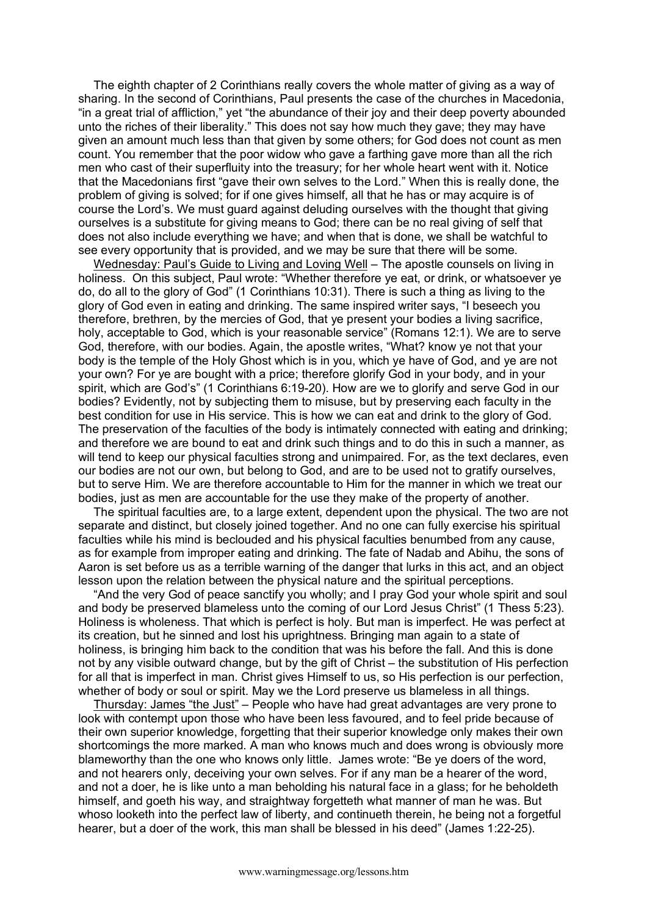The eighth chapter of 2 Corinthians really covers the whole matter of giving as a way of sharing. In the second of Corinthians, Paul presents the case of the churches in Macedonia, "in a great trial of affliction," yet "the abundance of their joy and their deep poverty abounded unto the riches of their liberality." This does not say how much they gave; they may have given an amount much less than that given by some others; for God does not count as men count. You remember that the poor widow who gave a farthing gave more than all the rich men who cast of their superfluity into the treasury; for her whole heart went with it. Notice that the Macedonians first "gave their own selves to the Lord." When this is really done, the problem of giving is solved; for if one gives himself, all that he has or may acquire is of course the Lord's. We must guard against deluding ourselves with the thought that giving ourselves is a substitute for giving means to God; there can be no real giving of self that does not also include everything we have; and when that is done, we shall be watchful to see every opportunity that is provided, and we may be sure that there will be some.

Wednesday: Paul's Guide to Living and Loving Well – The apostle counsels on living in holiness. On this subject, Paul wrote: "Whether therefore ye eat, or drink, or whatsoever ye do, do all to the glory of God" (1 Corinthians 10:31). There is such a thing as living to the glory of God even in eating and drinking. The same inspired writer says, "I beseech you therefore, brethren, by the mercies of God, that ye present your bodies a living sacrifice, holy, acceptable to God, which is your reasonable service" (Romans 12:1). We are to serve God, therefore, with our bodies. Again, the apostle writes, "What? know ye not that your body is the temple of the Holy Ghost which is in you, which ye have of God, and ye are not your own? For ye are bought with a price; therefore glorify God in your body, and in your spirit, which are God's" (1 Corinthians 6:19-20). How are we to glorify and serve God in our bodies? Evidently, not by subjecting them to misuse, but by preserving each faculty in the best condition for use in His service. This is how we can eat and drink to the glory of God. The preservation of the faculties of the body is intimately connected with eating and drinking; and therefore we are bound to eat and drink such things and to do this in such a manner, as will tend to keep our physical faculties strong and unimpaired. For, as the text declares, even our bodies are not our own, but belong to God, and are to be used not to gratify ourselves, but to serve Him. We are therefore accountable to Him for the manner in which we treat our bodies, just as men are accountable for the use they make of the property of another.

The spiritual faculties are, to a large extent, dependent upon the physical. The two are not separate and distinct, but closely joined together. And no one can fully exercise his spiritual faculties while his mind is beclouded and his physical faculties benumbed from any cause, as for example from improper eating and drinking. The fate of Nadab and Abihu, the sons of Aaron is set before us as a terrible warning of the danger that lurks in this act, and an object lesson upon the relation between the physical nature and the spiritual perceptions.

"And the very God of peace sanctify you wholly; and I pray God your whole spirit and soul and body be preserved blameless unto the coming of our Lord Jesus Christ" (1 Thess 5:23). Holiness is wholeness. That which is perfect is holy. But man is imperfect. He was perfect at its creation, but he sinned and lost his uprightness. Bringing man again to a state of holiness, is bringing him back to the condition that was his before the fall. And this is done not by any visible outward change, but by the gift of Christ – the substitution of His perfection for all that is imperfect in man. Christ gives Himself to us, so His perfection is our perfection, whether of body or soul or spirit. May we the Lord preserve us blameless in all things.

Thursday: James "the Just" – People who have had great advantages are very prone to look with contempt upon those who have been less favoured, and to feel pride because of their own superior knowledge, forgetting that their superior knowledge only makes their own shortcomings the more marked. A man who knows much and does wrong is obviously more blameworthy than the one who knows only little. James wrote: "Be ye doers of the word, and not hearers only, deceiving your own selves. For if any man be a hearer of the word, and not a doer, he is like unto a man beholding his natural face in a glass; for he beholdeth himself, and goeth his way, and straightway forgetteth what manner of man he was. But whoso looketh into the perfect law of liberty, and continueth therein, he being not a forgetful hearer, but a doer of the work, this man shall be blessed in his deed" (James 1:22-25).